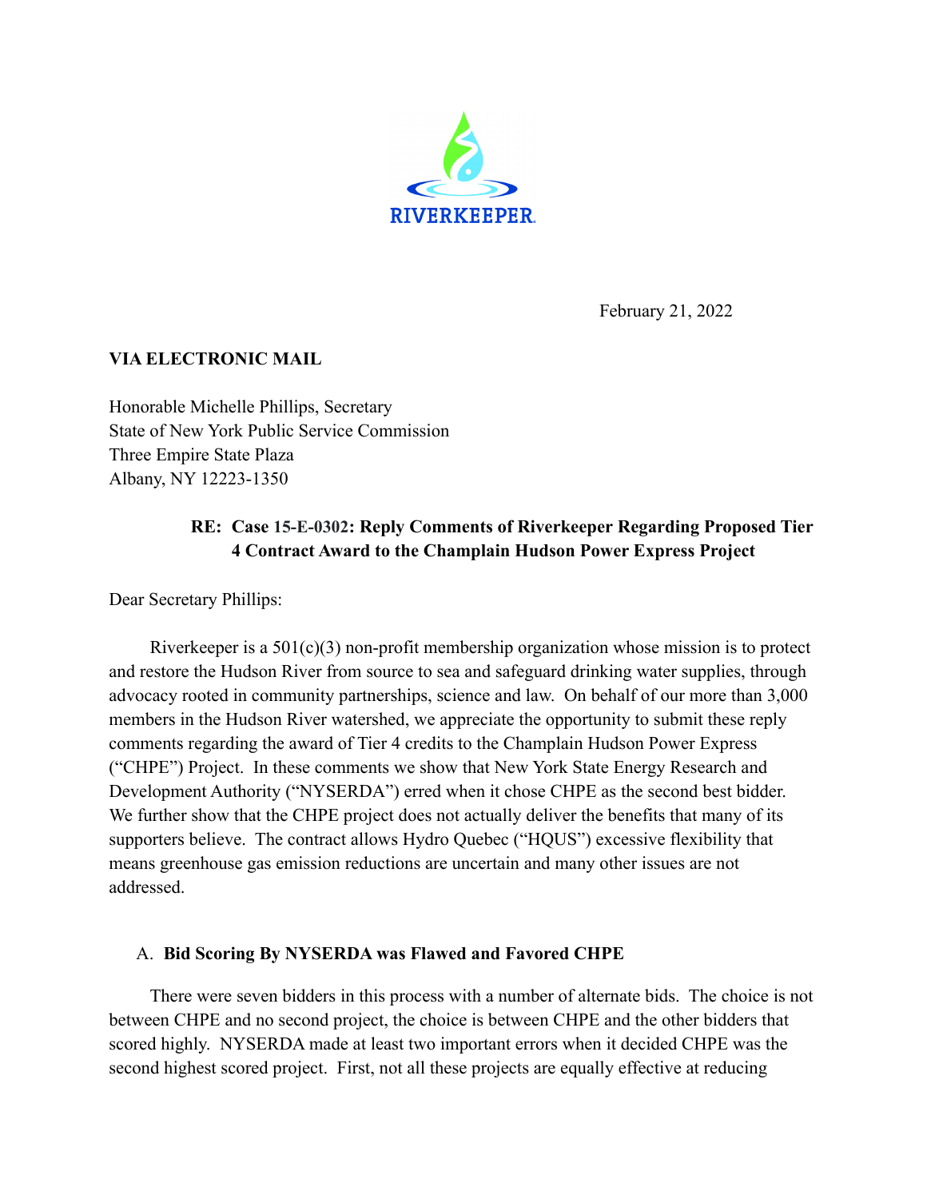RIVERKEEPER

February 21, 2022

**VIA ELECTRONIC MAIL**

Honorable Michelle Phillips, Secretary
State of New York Public Service Commission
Three Empire State Plaza
Albany, NY 12223-1350

**RE: Case 15-E-0302: Reply Comments of Riverkeeper Regarding Proposed Tier 4 Contract Award to the Champlain Hudson Power Express Project**

Dear Secretary Phillips:

Riverkeeper is a 501(c)(3) non-profit membership organization whose mission is to protect and restore the Hudson River from source to sea and safeguard drinking water supplies, through advocacy rooted in community partnerships, science and law. On behalf of our more than 3,000 members in the Hudson River watershed, we appreciate the opportunity to submit these reply comments regarding the award of Tier 4 credits to the Champlain Hudson Power Express ("CHPE") Project. In these comments we show that New York State Energy Research and Development Authority ("NYSERDA") erred when it chose CHPE as the second best bidder. We further show that the CHPE project does not actually deliver the benefits that many of its supporters believe. The contract allows Hydro Quebec ("HQUS") excessive flexibility that means greenhouse gas emission reductions are uncertain and many other issues are not addressed.

## A. Bid Scoring By NYSERDA was Flawed and Favored CHPE

There were seven bidders in this process with a number of alternate bids. The choice is not between CHPE and no second project, the choice is between CHPE and the other bidders that scored highly. NYSERDA made at least two important errors when it decided CHPE was the second highest scored project. First, not all these projects are equally effective at reducing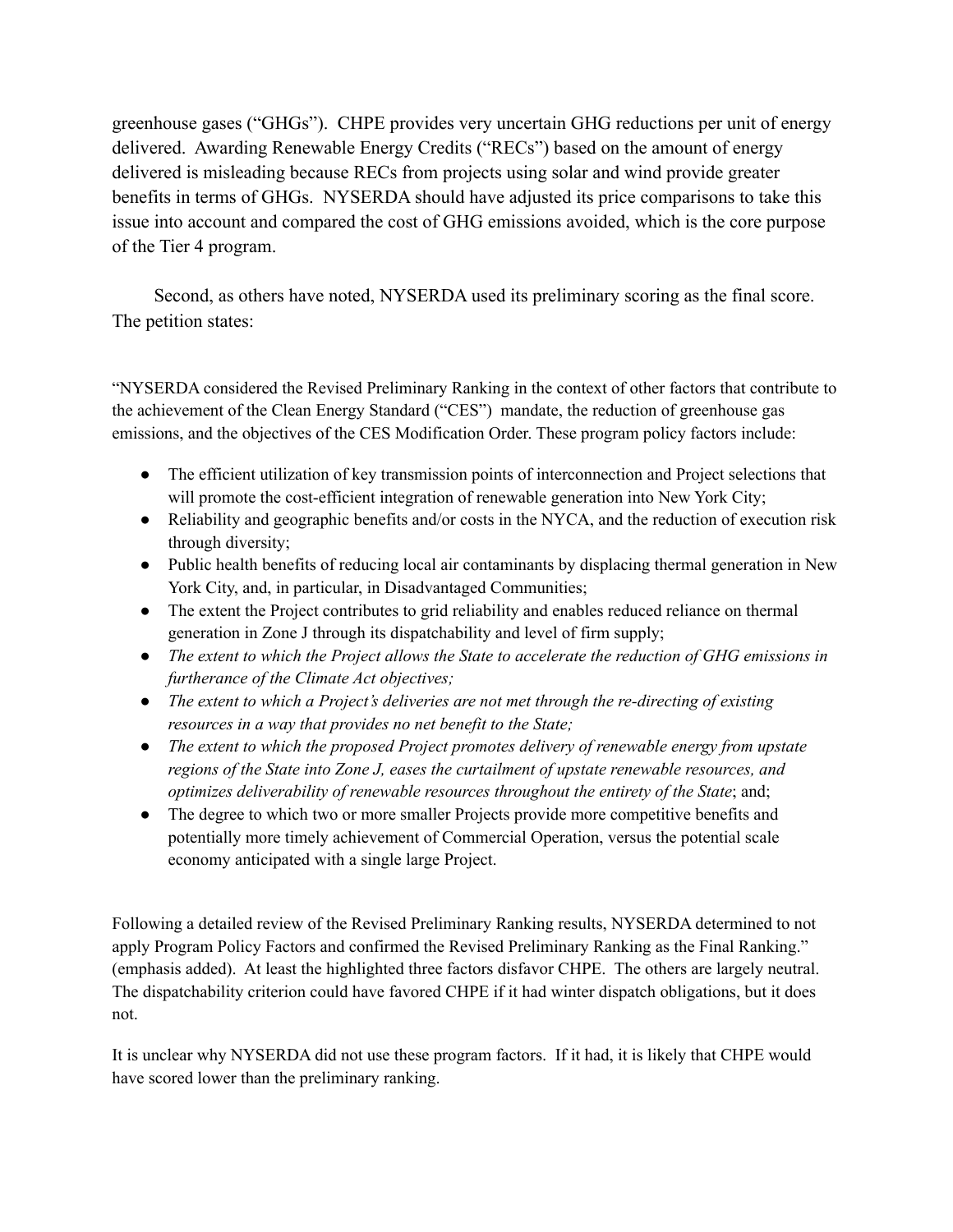greenhouse gases ("GHGs"). CHPE provides very uncertain GHG reductions per unit of energy delivered. Awarding Renewable Energy Credits ("RECs") based on the amount of energy delivered is misleading because RECs from projects using solar and wind provide greater benefits in terms of GHGs. NYSERDA should have adjusted its price comparisons to take this issue into account and compared the cost of GHG emissions avoided, which is the core purpose of the Tier 4 program.

Second, as others have noted, NYSERDA used its preliminary scoring as the final score. The petition states:

"NYSERDA considered the Revised Preliminary Ranking in the context of other factors that contribute to the achievement of the Clean Energy Standard ("CES") mandate, the reduction of greenhouse gas emissions, and the objectives of the CES Modification Order. These program policy factors include:

- The efficient utilization of key transmission points of interconnection and Project selections that will promote the cost-efficient integration of renewable generation into New York City;
- Reliability and geographic benefits and/or costs in the NYCA, and the reduction of execution risk through diversity;
- Public health benefits of reducing local air contaminants by displacing thermal generation in New York City, and, in particular, in Disadvantaged Communities;
- The extent the Project contributes to grid reliability and enables reduced reliance on thermal generation in Zone J through its dispatchability and level of firm supply;
- *The extent to which the Project allows the State to accelerate the reduction of GHG emissions in furtherance of the Climate Act objectives;*
- *The extent to which a Project's deliveries are not met through the re-directing of existing resources in a way that provides no net benefit to the State;*
- *The extent to which the proposed Project promotes delivery of renewable energy from upstate regions of the State into Zone J, eases the curtailment of upstate renewable resources, and optimizes deliverability of renewable resources throughout the entirety of the State*; and;
- The degree to which two or more smaller Projects provide more competitive benefits and potentially more timely achievement of Commercial Operation, versus the potential scale economy anticipated with a single large Project.

Following a detailed review of the Revised Preliminary Ranking results, NYSERDA determined to not apply Program Policy Factors and confirmed the Revised Preliminary Ranking as the Final Ranking." (emphasis added). At least the highlighted three factors disfavor CHPE. The others are largely neutral. The dispatchability criterion could have favored CHPE if it had winter dispatch obligations, but it does not.

It is unclear why NYSERDA did not use these program factors. If it had, it is likely that CHPE would have scored lower than the preliminary ranking.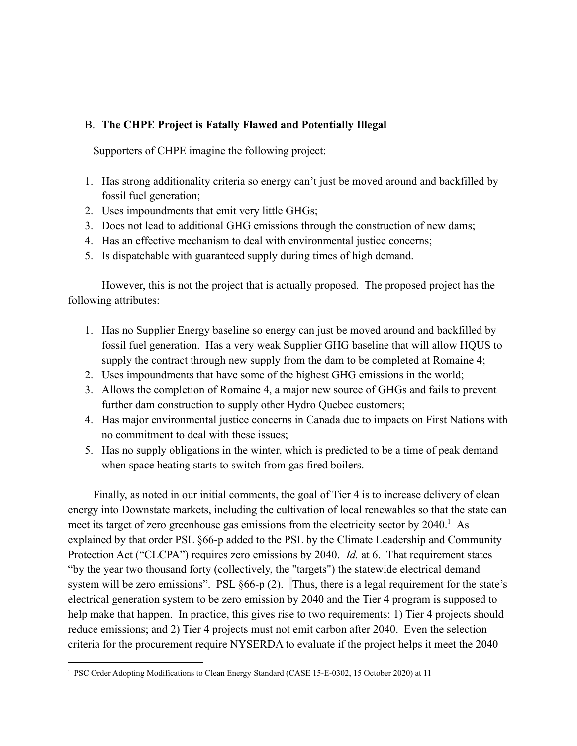B. **The CHPE Project is Fatally Flawed and Potentially Illegal**

Supporters of CHPE imagine the following project:

1. Has strong additionality criteria so energy can't just be moved around and backfilled by fossil fuel generation;
2. Uses impoundments that emit very little GHGs;
3. Does not lead to additional GHG emissions through the construction of new dams;
4. Has an effective mechanism to deal with environmental justice concerns;
5. Is dispatchable with guaranteed supply during times of high demand.

However, this is not the project that is actually proposed. The proposed project has the following attributes:

1. Has no Supplier Energy baseline so energy can just be moved around and backfilled by fossil fuel generation. Has a very weak Supplier GHG baseline that will allow HQUS to supply the contract through new supply from the dam to be completed at Romaine 4;
2. Uses impoundments that have some of the highest GHG emissions in the world;
3. Allows the completion of Romaine 4, a major new source of GHGs and fails to prevent further dam construction to supply other Hydro Quebec customers;
4. Has major environmental justice concerns in Canada due to impacts on First Nations with no commitment to deal with these issues;
5. Has no supply obligations in the winter, which is predicted to be a time of peak demand when space heating starts to switch from gas fired boilers.

Finally, as noted in our initial comments, the goal of Tier 4 is to increase delivery of clean energy into Downstate markets, including the cultivation of local renewables so that the state can meet its target of zero greenhouse gas emissions from the electricity sector by 2040.[1] As explained by that order PSL §66-p added to the PSL by the Climate Leadership and Community Protection Act ("CLCPA") requires zero emissions by 2040. *Id.* at 6. That requirement states "by the year two thousand forty (collectively, the "targets") the statewide electrical demand system will be zero emissions". PSL §66-p (2). Thus, there is a legal requirement for the state's electrical generation system to be zero emission by 2040 and the Tier 4 program is supposed to help make that happen. In practice, this gives rise to two requirements: 1) Tier 4 projects should reduce emissions; and 2) Tier 4 projects must not emit carbon after 2040. Even the selection criteria for the procurement require NYSERDA to evaluate if the project helps it meet the 2040

[1] PSC Order Adopting Modifications to Clean Energy Standard (CASE 15-E-0302, 15 October 2020) at 11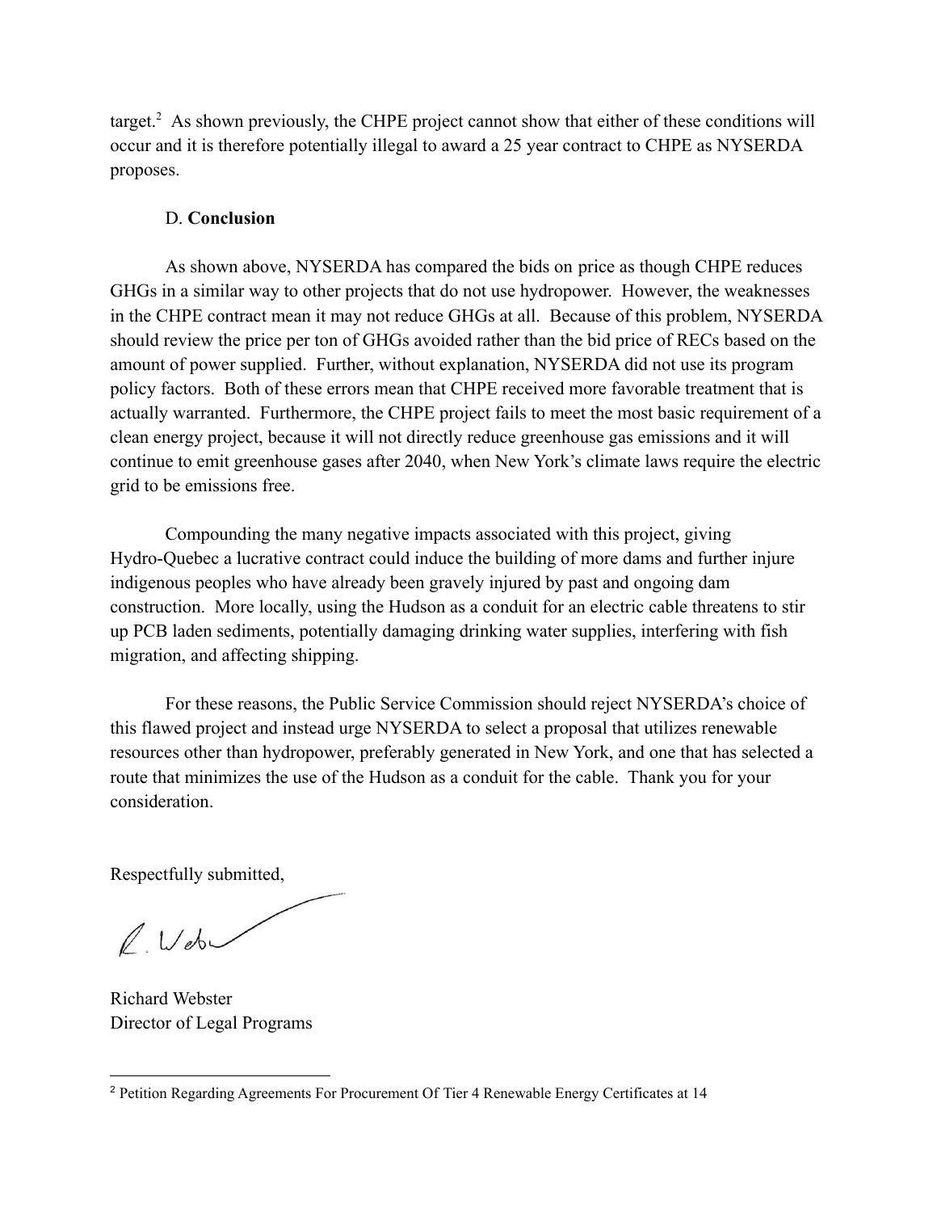target.[2] As shown previously, the CHPE project cannot show that either of these conditions will occur and it is therefore potentially illegal to award a 25 year contract to CHPE as NYSERDA proposes.

D. **Conclusion**

As shown above, NYSERDA has compared the bids on price as though CHPE reduces GHGs in a similar way to other projects that do not use hydropower. However, the weaknesses in the CHPE contract mean it may not reduce GHGs at all. Because of this problem, NYSERDA should review the price per ton of GHGs avoided rather than the bid price of RECs based on the amount of power supplied. Further, without explanation, NYSERDA did not use its program policy factors. Both of these errors mean that CHPE received more favorable treatment that is actually warranted. Furthermore, the CHPE project fails to meet the most basic requirement of a clean energy project, because it will not directly reduce greenhouse gas emissions and it will continue to emit greenhouse gases after 2040, when New York's climate laws require the electric grid to be emissions free.

Compounding the many negative impacts associated with this project, giving Hydro-Quebec a lucrative contract could induce the building of more dams and further injure indigenous peoples who have already been gravely injured by past and ongoing dam construction. More locally, using the Hudson as a conduit for an electric cable threatens to stir up PCB laden sediments, potentially damaging drinking water supplies, interfering with fish migration, and affecting shipping.

For these reasons, the Public Service Commission should reject NYSERDA's choice of this flawed project and instead urge NYSERDA to select a proposal that utilizes renewable resources other than hydropower, preferably generated in New York, and one that has selected a route that minimizes the use of the Hudson as a conduit for the cable. Thank you for your consideration.

Respectfully submitted,

R. Webster

Richard Webster
Director of Legal Programs

---

[2] Petition Regarding Agreements For Procurement Of Tier 4 Renewable Energy Certificates at 14